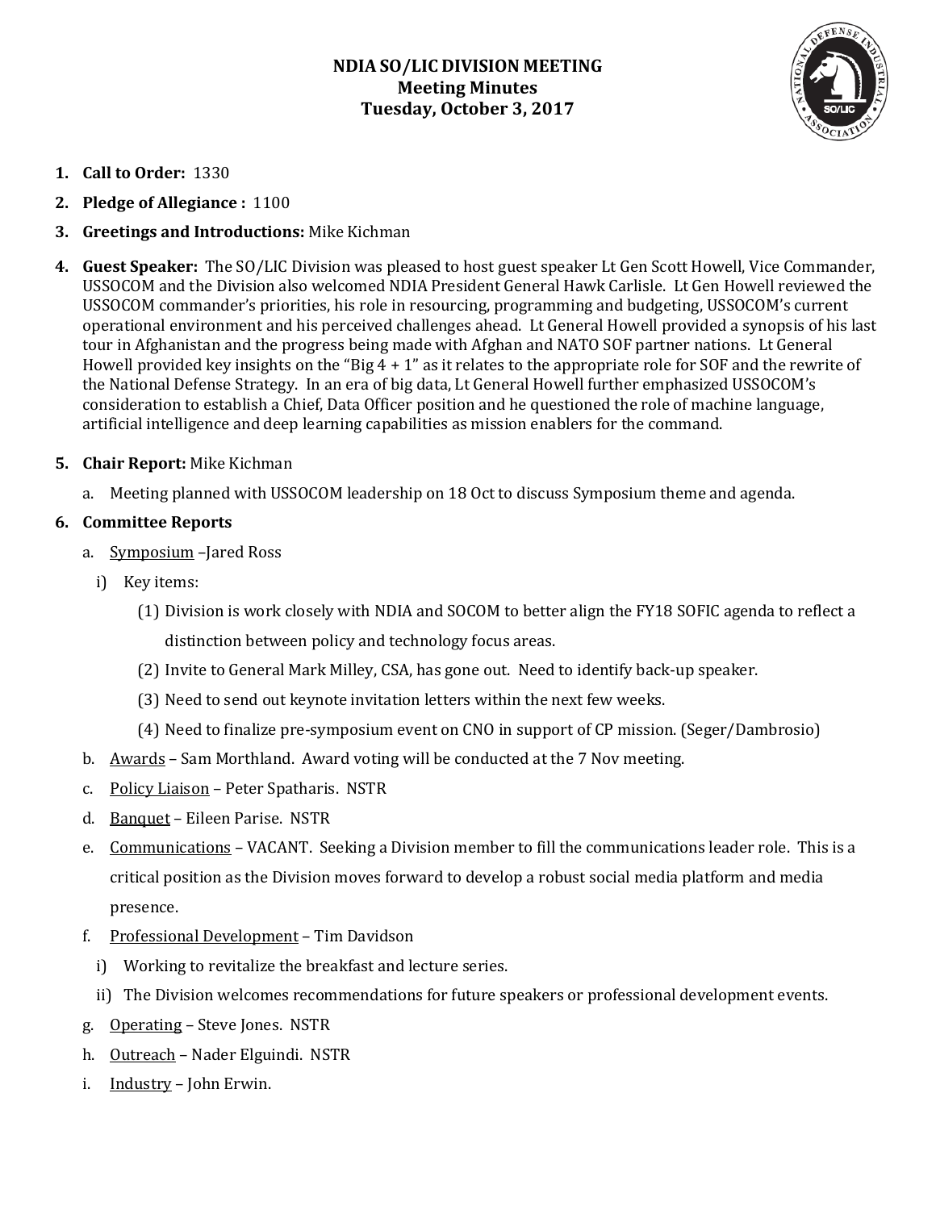# NDIA SO/LIC DIVISION MEETING
## Meeting Minutes
## Tuesday, October 3, 2017

1. **Call to Order:** 1330
2. **Pledge of Allegiance :** 1100
3. **Greetings and Introductions:** Mike Kichman
4. **Guest Speaker:** The SO/LIC Division was pleased to host guest speaker Lt Gen Scott Howell, Vice Commander, USSOCOM and the Division also welcomed NDIA President General Hawk Carlisle. Lt Gen Howell reviewed the USSOCOM commander's priorities, his role in resourcing, programming and budgeting, USSOCOM's current operational environment and his perceived challenges ahead. Lt General Howell provided a synopsis of his last tour in Afghanistan and the progress being made with Afghan and NATO SOF partner nations. Lt General Howell provided key insights on the "Big 4 + 1" as it relates to the appropriate role for SOF and the rewrite of the National Defense Strategy. In an era of big data, Lt General Howell further emphasized USSOCOM's consideration to establish a Chief, Data Officer position and he questioned the role of machine language, artificial intelligence and deep learning capabilities as mission enablers for the command.
5. **Chair Report:** Mike Kichman
   a. Meeting planned with USSOCOM leadership on 18 Oct to discuss Symposium theme and agenda.
6. **Committee Reports**
   a. Symposium –Jared Ross
      i) Key items:
         (1) Division is work closely with NDIA and SOCOM to better align the FY18 SOFIC agenda to reflect a distinction between policy and technology focus areas.
         (2) Invite to General Mark Milley, CSA, has gone out. Need to identify back-up speaker.
         (3) Need to send out keynote invitation letters within the next few weeks.
         (4) Need to finalize pre-symposium event on CNO in support of CP mission. (Seger/Dambrosio)
   b. Awards – Sam Morthland. Award voting will be conducted at the 7 Nov meeting.
   c. Policy Liaison – Peter Spatharis. NSTR
   d. Banquet – Eileen Parise. NSTR
   e. Communications – VACANT. Seeking a Division member to fill the communications leader role. This is a critical position as the Division moves forward to develop a robust social media platform and media presence.
   f. Professional Development – Tim Davidson
      i) Working to revitalize the breakfast and lecture series.
      ii) The Division welcomes recommendations for future speakers or professional development events.
   g. Operating – Steve Jones. NSTR
   h. Outreach – Nader Elguindi. NSTR
   i. Industry – John Erwin.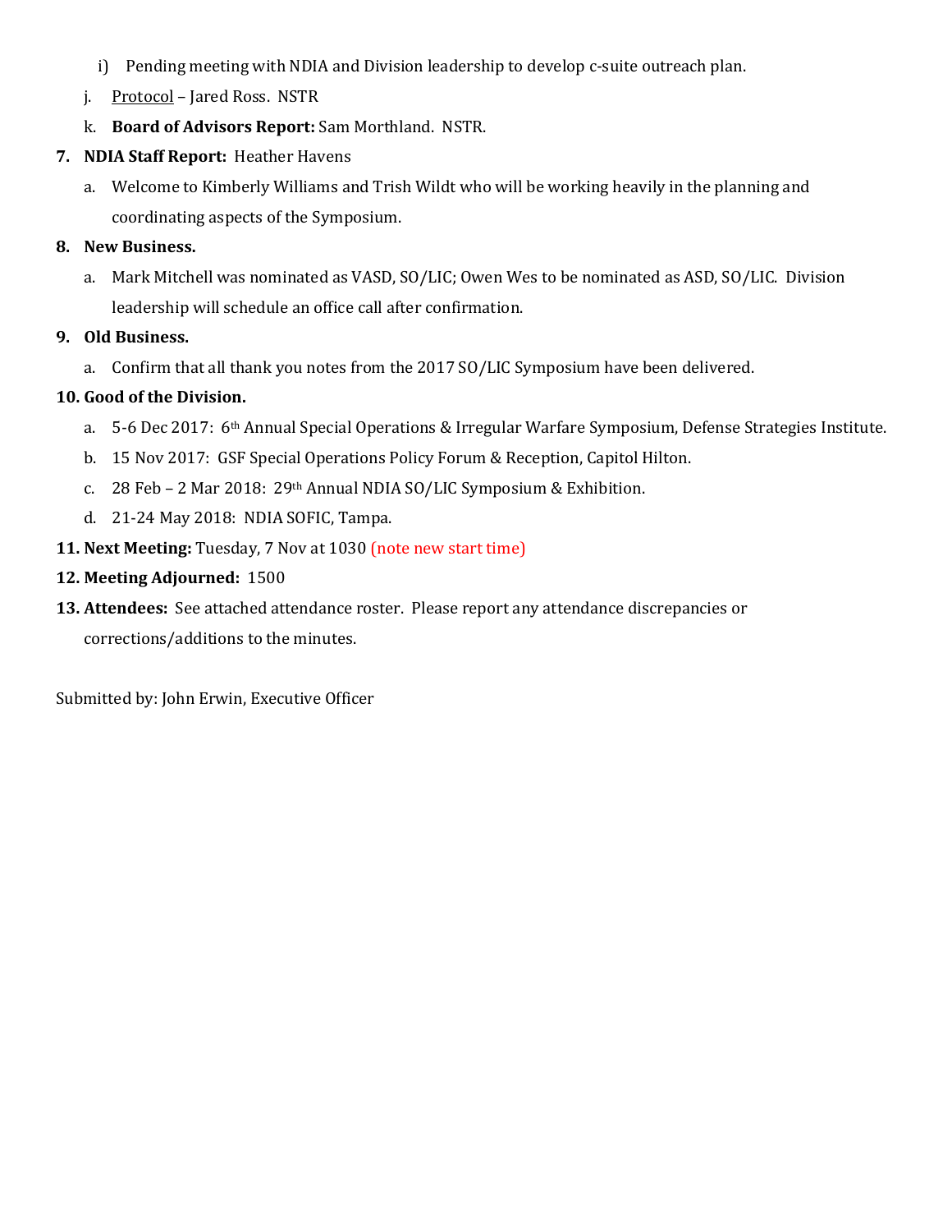i) Pending meeting with NDIA and Division leadership to develop c-suite outreach plan.

j. Protocol – Jared Ross. NSTR

k. **Board of Advisors Report:** Sam Morthland. NSTR.

**7. NDIA Staff Report:** Heather Havens

a. Welcome to Kimberly Williams and Trish Wildt who will be working heavily in the planning and coordinating aspects of the Symposium.

**8. New Business.**

a. Mark Mitchell was nominated as VASD, SO/LIC; Owen Wes to be nominated as ASD, SO/LIC. Division leadership will schedule an office call after confirmation.

**9. Old Business.**

a. Confirm that all thank you notes from the 2017 SO/LIC Symposium have been delivered.

**10. Good of the Division.**

a. 5-6 Dec 2017: 6th Annual Special Operations & Irregular Warfare Symposium, Defense Strategies Institute.

b. 15 Nov 2017: GSF Special Operations Policy Forum & Reception, Capitol Hilton.

c. 28 Feb – 2 Mar 2018: 29th Annual NDIA SO/LIC Symposium & Exhibition.

d. 21-24 May 2018: NDIA SOFIC, Tampa.

**11. Next Meeting:** Tuesday, 7 Nov at 1030 (note new start time)

**12. Meeting Adjourned:** 1500

**13. Attendees:** See attached attendance roster. Please report any attendance discrepancies or corrections/additions to the minutes.

Submitted by: John Erwin, Executive Officer